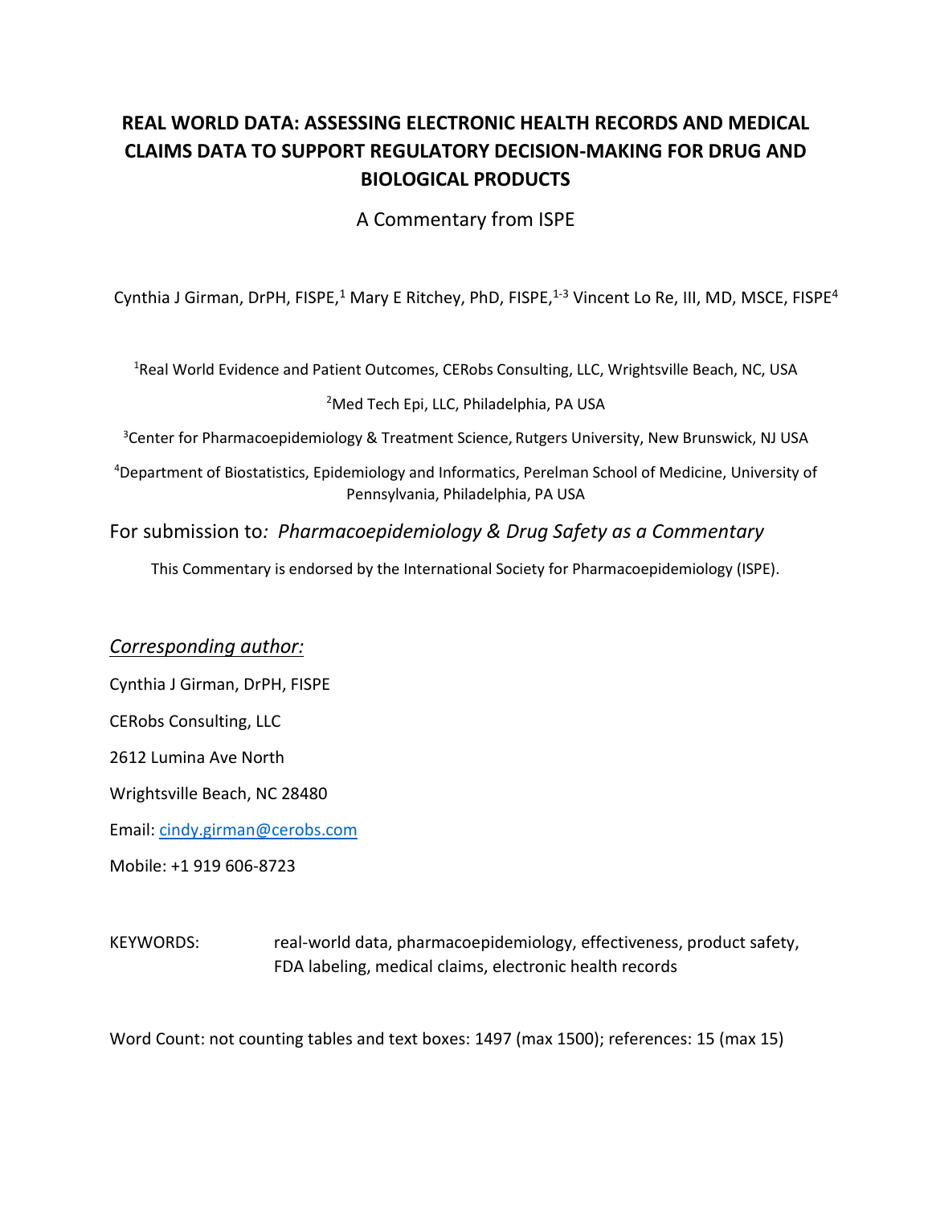# REAL WORLD DATA: ASSESSING ELECTRONIC HEALTH RECORDS AND MEDICAL CLAIMS DATA TO SUPPORT REGULATORY DECISION-MAKING FOR DRUG AND BIOLOGICAL PRODUCTS

A Commentary from ISPE

Cynthia J Girman, DrPH, FISPE,[1] Mary E Ritchey, PhD, FISPE,[1-3] Vincent Lo Re, III, MD, MSCE, FISPE[4]

[1]Real World Evidence and Patient Outcomes, CERobs Consulting, LLC, Wrightsville Beach, NC, USA

[2]Med Tech Epi, LLC, Philadelphia, PA USA

[3]Center for Pharmacoepidemiology & Treatment Science, Rutgers University, New Brunswick, NJ USA

[4]Department of Biostatistics, Epidemiology and Informatics, Perelman School of Medicine, University of Pennsylvania, Philadelphia, PA USA

For submission to*: Pharmacoepidemiology & Drug Safety as a Commentary*

This Commentary is endorsed by the International Society for Pharmacoepidemiology (ISPE).

*Corresponding author:*

Cynthia J Girman, DrPH, FISPE

CERobs Consulting, LLC

2612 Lumina Ave North

Wrightsville Beach, NC 28480

Email: cindy.girman@cerobs.com

Mobile: +1 919 606-8723

KEYWORDS: real-world data, pharmacoepidemiology, effectiveness, product safety, FDA labeling, medical claims, electronic health records

Word Count: not counting tables and text boxes: 1497 (max 1500); references: 15 (max 15)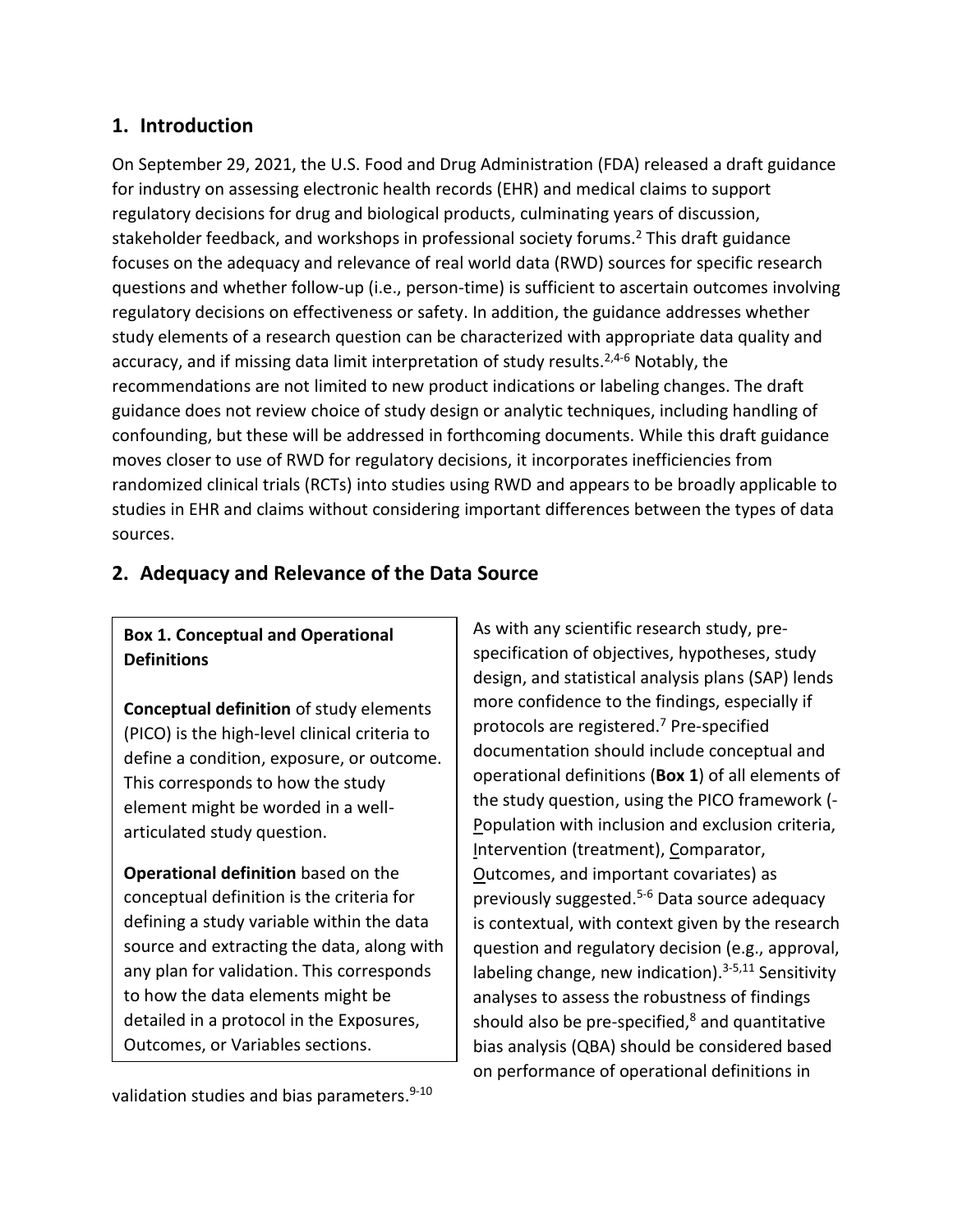## 1. Introduction

On September 29, 2021, the U.S. Food and Drug Administration (FDA) released a draft guidance for industry on assessing electronic health records (EHR) and medical claims to support regulatory decisions for drug and biological products, culminating years of discussion, stakeholder feedback, and workshops in professional society forums.[2] This draft guidance focuses on the adequacy and relevance of real world data (RWD) sources for specific research questions and whether follow-up (i.e., person-time) is sufficient to ascertain outcomes involving regulatory decisions on effectiveness or safety. In addition, the guidance addresses whether study elements of a research question can be characterized with appropriate data quality and accuracy, and if missing data limit interpretation of study results.[2,4-6] Notably, the recommendations are not limited to new product indications or labeling changes. The draft guidance does not review choice of study design or analytic techniques, including handling of confounding, but these will be addressed in forthcoming documents. While this draft guidance moves closer to use of RWD for regulatory decisions, it incorporates inefficiencies from randomized clinical trials (RCTs) into studies using RWD and appears to be broadly applicable to studies in EHR and claims without considering important differences between the types of data sources.

## 2. Adequacy and Relevance of the Data Source

> **Box 1. Conceptual and Operational Definitions**
>
> **Conceptual definition** of study elements (PICO) is the high-level clinical criteria to define a condition, exposure, or outcome. This corresponds to how the study element might be worded in a well-articulated study question.
>
> **Operational definition** based on the conceptual definition is the criteria for defining a study variable within the data source and extracting the data, along with any plan for validation. This corresponds to how the data elements might be detailed in a protocol in the Exposures, Outcomes, or Variables sections.

As with any scientific research study, pre-specification of objectives, hypotheses, study design, and statistical analysis plans (SAP) lends more confidence to the findings, especially if protocols are registered.[7] Pre-specified documentation should include conceptual and operational definitions (**Box 1**) of all elements of the study question, using the PICO framework (-Population with inclusion and exclusion criteria, Intervention (treatment), Comparator, Outcomes, and important covariates) as previously suggested.[5-6] Data source adequacy is contextual, with context given by the research question and regulatory decision (e.g., approval, labeling change, new indication).[3-5,11] Sensitivity analyses to assess the robustness of findings should also be pre-specified,[8] and quantitative bias analysis (QBA) should be considered based on performance of operational definitions in validation studies and bias parameters.[9-10]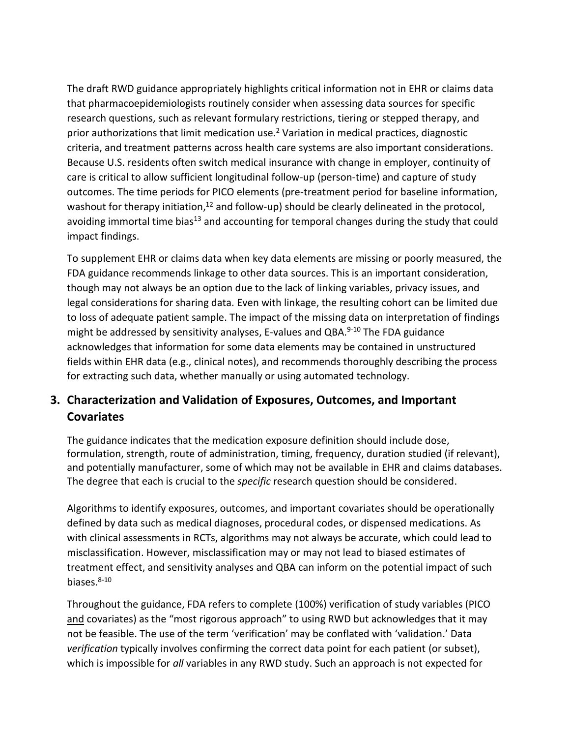The draft RWD guidance appropriately highlights critical information not in EHR or claims data that pharmacoepidemiologists routinely consider when assessing data sources for specific research questions, such as relevant formulary restrictions, tiering or stepped therapy, and prior authorizations that limit medication use.[2] Variation in medical practices, diagnostic criteria, and treatment patterns across health care systems are also important considerations. Because U.S. residents often switch medical insurance with change in employer, continuity of care is critical to allow sufficient longitudinal follow-up (person-time) and capture of study outcomes. The time periods for PICO elements (pre-treatment period for baseline information, washout for therapy initiation,[12] and follow-up) should be clearly delineated in the protocol, avoiding immortal time bias[13] and accounting for temporal changes during the study that could impact findings.

To supplement EHR or claims data when key data elements are missing or poorly measured, the FDA guidance recommends linkage to other data sources. This is an important consideration, though may not always be an option due to the lack of linking variables, privacy issues, and legal considerations for sharing data. Even with linkage, the resulting cohort can be limited due to loss of adequate patient sample. The impact of the missing data on interpretation of findings might be addressed by sensitivity analyses, E-values and QBA.[9-10] The FDA guidance acknowledges that information for some data elements may be contained in unstructured fields within EHR data (e.g., clinical notes), and recommends thoroughly describing the process for extracting such data, whether manually or using automated technology.

## 3. Characterization and Validation of Exposures, Outcomes, and Important Covariates

The guidance indicates that the medication exposure definition should include dose, formulation, strength, route of administration, timing, frequency, duration studied (if relevant), and potentially manufacturer, some of which may not be available in EHR and claims databases. The degree that each is crucial to the *specific* research question should be considered.

Algorithms to identify exposures, outcomes, and important covariates should be operationally defined by data such as medical diagnoses, procedural codes, or dispensed medications. As with clinical assessments in RCTs, algorithms may not always be accurate, which could lead to misclassification. However, misclassification may or may not lead to biased estimates of treatment effect, and sensitivity analyses and QBA can inform on the potential impact of such biases.[8-10]

Throughout the guidance, FDA refers to complete (100%) verification of study variables (PICO and covariates) as the "most rigorous approach" to using RWD but acknowledges that it may not be feasible. The use of the term 'verification' may be conflated with 'validation.' Data *verification* typically involves confirming the correct data point for each patient (or subset), which is impossible for *all* variables in any RWD study. Such an approach is not expected for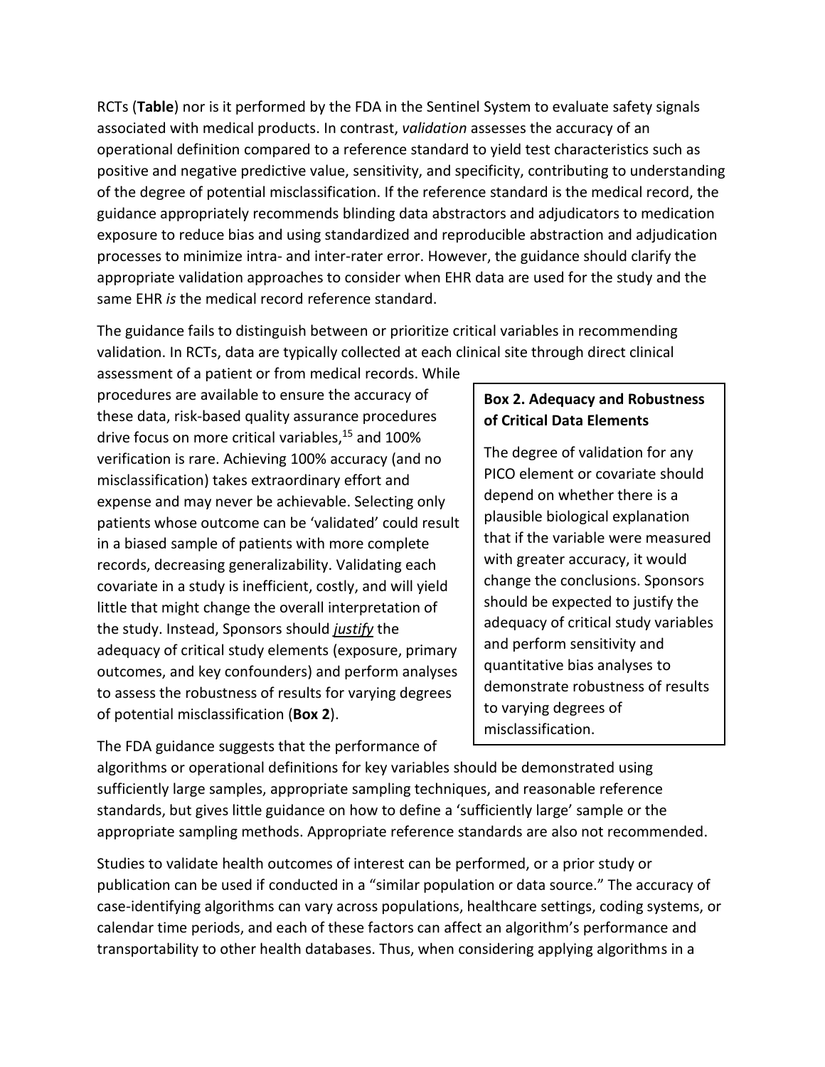RCTs (**Table**) nor is it performed by the FDA in the Sentinel System to evaluate safety signals associated with medical products. In contrast, *validation* assesses the accuracy of an operational definition compared to a reference standard to yield test characteristics such as positive and negative predictive value, sensitivity, and specificity, contributing to understanding of the degree of potential misclassification. If the reference standard is the medical record, the guidance appropriately recommends blinding data abstractors and adjudicators to medication exposure to reduce bias and using standardized and reproducible abstraction and adjudication processes to minimize intra- and inter-rater error. However, the guidance should clarify the appropriate validation approaches to consider when EHR data are used for the study and the same EHR *is* the medical record reference standard.

The guidance fails to distinguish between or prioritize critical variables in recommending validation. In RCTs, data are typically collected at each clinical site through direct clinical assessment of a patient or from medical records. While procedures are available to ensure the accuracy of these data, risk-based quality assurance procedures drive focus on more critical variables,[15] and 100% verification is rare. Achieving 100% accuracy (and no misclassification) takes extraordinary effort and expense and may never be achievable. Selecting only patients whose outcome can be 'validated' could result in a biased sample of patients with more complete records, decreasing generalizability. Validating each covariate in a study is inefficient, costly, and will yield little that might change the overall interpretation of the study. Instead, Sponsors should ***justify*** the adequacy of critical study elements (exposure, primary outcomes, and key confounders) and perform analyses to assess the robustness of results for varying degrees of potential misclassification (**Box 2**).

> **Box 2. Adequacy and Robustness of Critical Data Elements**
>
> The degree of validation for any PICO element or covariate should depend on whether there is a plausible biological explanation that if the variable were measured with greater accuracy, it would change the conclusions. Sponsors should be expected to justify the adequacy of critical study variables and perform sensitivity and quantitative bias analyses to demonstrate robustness of results to varying degrees of misclassification.

The FDA guidance suggests that the performance of algorithms or operational definitions for key variables should be demonstrated using sufficiently large samples, appropriate sampling techniques, and reasonable reference standards, but gives little guidance on how to define a 'sufficiently large' sample or the appropriate sampling methods. Appropriate reference standards are also not recommended.

Studies to validate health outcomes of interest can be performed, or a prior study or publication can be used if conducted in a "similar population or data source." The accuracy of case-identifying algorithms can vary across populations, healthcare settings, coding systems, or calendar time periods, and each of these factors can affect an algorithm's performance and transportability to other health databases. Thus, when considering applying algorithms in a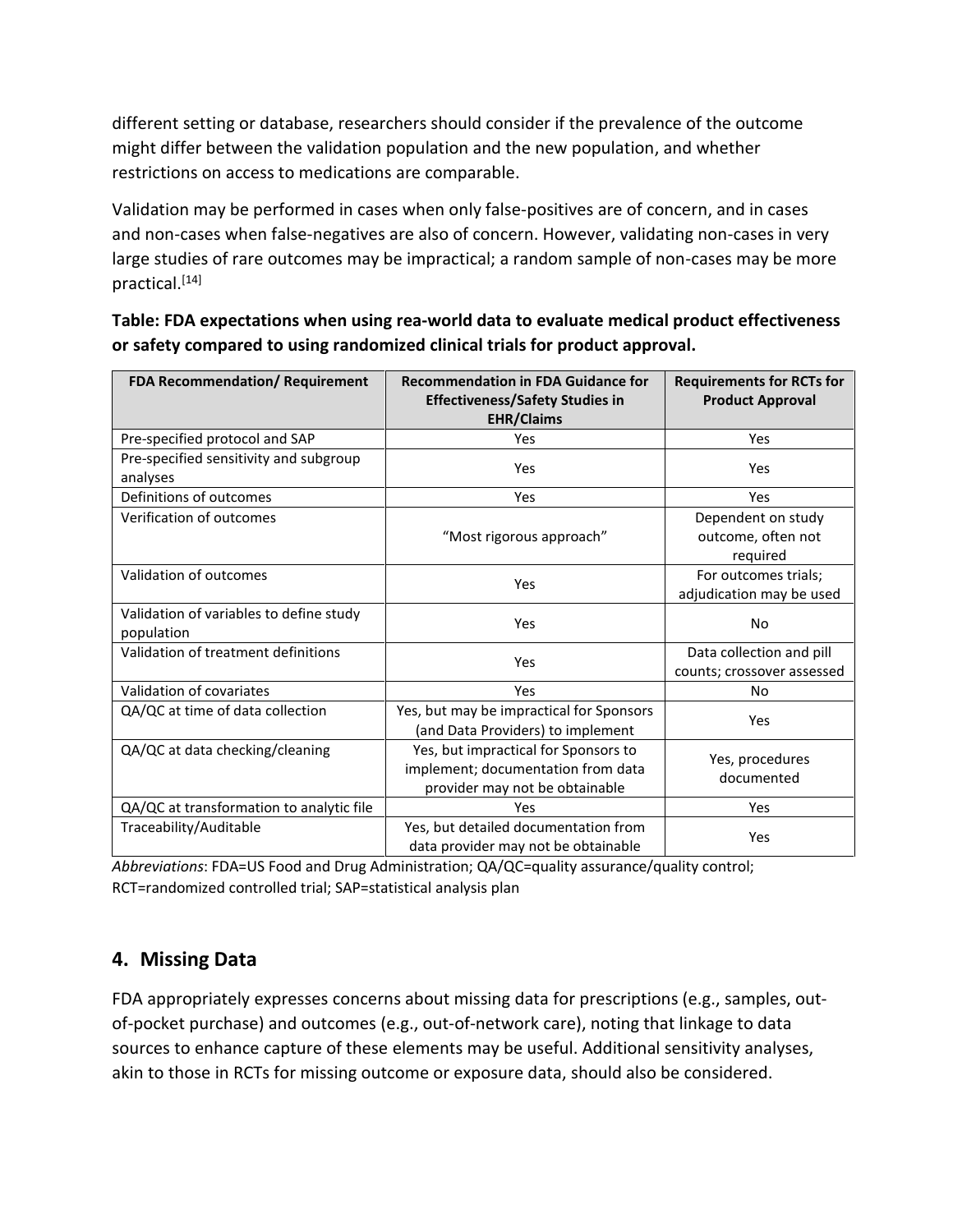different setting or database, researchers should consider if the prevalence of the outcome might differ between the validation population and the new population, and whether restrictions on access to medications are comparable.

Validation may be performed in cases when only false-positives are of concern, and in cases and non-cases when false-negatives are also of concern. However, validating non-cases in very large studies of rare outcomes may be impractical; a random sample of non-cases may be more practical.[14]

**Table: FDA expectations when using rea-world data to evaluate medical product effectiveness or safety compared to using randomized clinical trials for product approval.**

| FDA Recommendation/ Requirement | Recommendation in FDA Guidance for Effectiveness/Safety Studies in EHR/Claims | Requirements for RCTs for Product Approval |
|---|---|---|
| Pre-specified protocol and SAP | Yes | Yes |
| Pre-specified sensitivity and subgroup analyses | Yes | Yes |
| Definitions of outcomes | Yes | Yes |
| Verification of outcomes | "Most rigorous approach" | Dependent on study outcome, often not required |
| Validation of outcomes | Yes | For outcomes trials; adjudication may be used |
| Validation of variables to define study population | Yes | No |
| Validation of treatment definitions | Yes | Data collection and pill counts; crossover assessed |
| Validation of covariates | Yes | No |
| QA/QC at time of data collection | Yes, but may be impractical for Sponsors (and Data Providers) to implement | Yes |
| QA/QC at data checking/cleaning | Yes, but impractical for Sponsors to implement; documentation from data provider may not be obtainable | Yes, procedures documented |
| QA/QC at transformation to analytic file | Yes | Yes |
| Traceability/Auditable | Yes, but detailed documentation from data provider may not be obtainable | Yes |

*Abbreviations*: FDA=US Food and Drug Administration; QA/QC=quality assurance/quality control; RCT=randomized controlled trial; SAP=statistical analysis plan

## 4. Missing Data

FDA appropriately expresses concerns about missing data for prescriptions (e.g., samples, out-of-pocket purchase) and outcomes (e.g., out-of-network care), noting that linkage to data sources to enhance capture of these elements may be useful. Additional sensitivity analyses, akin to those in RCTs for missing outcome or exposure data, should also be considered.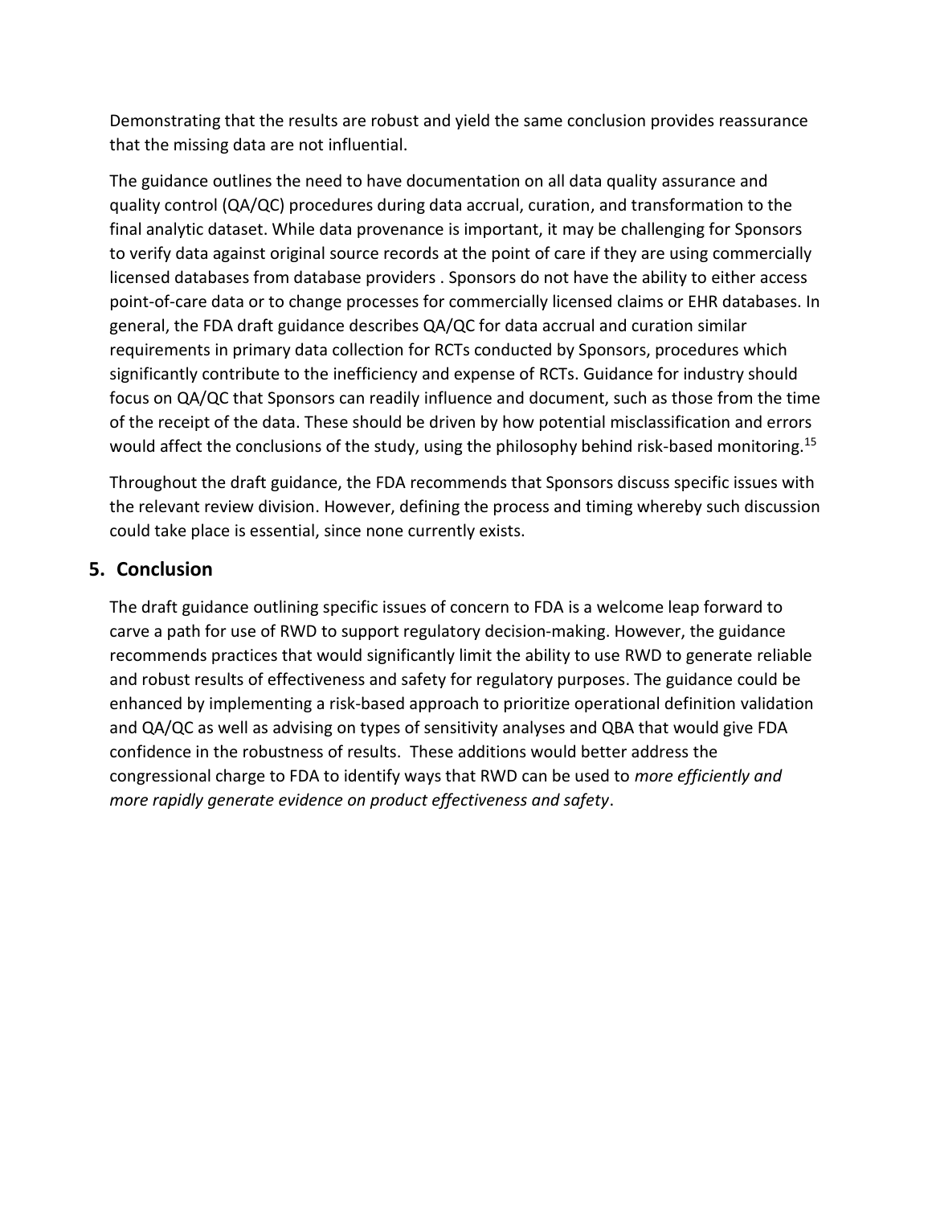Demonstrating that the results are robust and yield the same conclusion provides reassurance that the missing data are not influential.

The guidance outlines the need to have documentation on all data quality assurance and quality control (QA/QC) procedures during data accrual, curation, and transformation to the final analytic dataset. While data provenance is important, it may be challenging for Sponsors to verify data against original source records at the point of care if they are using commercially licensed databases from database providers . Sponsors do not have the ability to either access point-of-care data or to change processes for commercially licensed claims or EHR databases. In general, the FDA draft guidance describes QA/QC for data accrual and curation similar requirements in primary data collection for RCTs conducted by Sponsors, procedures which significantly contribute to the inefficiency and expense of RCTs. Guidance for industry should focus on QA/QC that Sponsors can readily influence and document, such as those from the time of the receipt of the data. These should be driven by how potential misclassification and errors would affect the conclusions of the study, using the philosophy behind risk-based monitoring.[15]

Throughout the draft guidance, the FDA recommends that Sponsors discuss specific issues with the relevant review division. However, defining the process and timing whereby such discussion could take place is essential, since none currently exists.

## 5. Conclusion

The draft guidance outlining specific issues of concern to FDA is a welcome leap forward to carve a path for use of RWD to support regulatory decision-making. However, the guidance recommends practices that would significantly limit the ability to use RWD to generate reliable and robust results of effectiveness and safety for regulatory purposes. The guidance could be enhanced by implementing a risk-based approach to prioritize operational definition validation and QA/QC as well as advising on types of sensitivity analyses and QBA that would give FDA confidence in the robustness of results. These additions would better address the congressional charge to FDA to identify ways that RWD can be used to *more efficiently and more rapidly generate evidence on product effectiveness and safety*.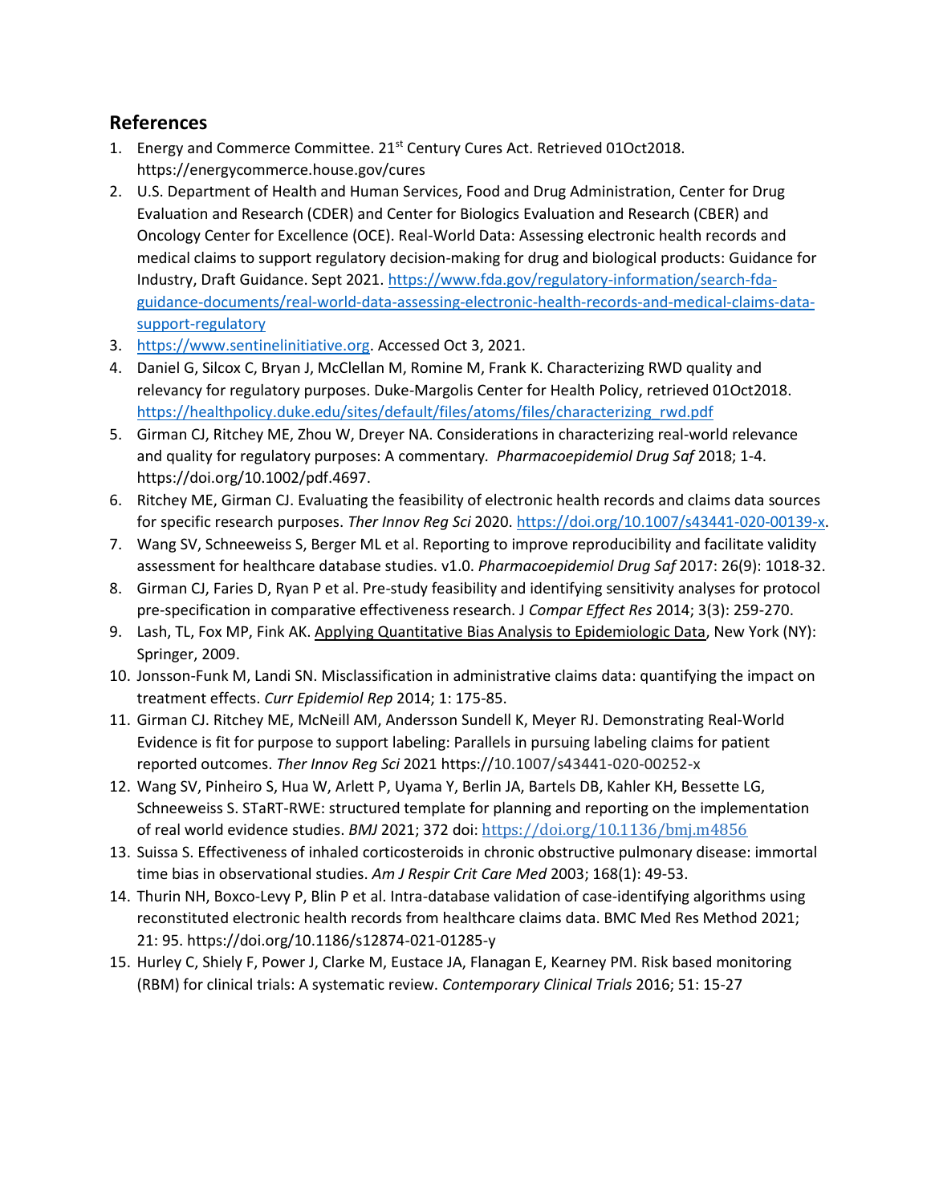## References

1. Energy and Commerce Committee. 21st Century Cures Act. Retrieved 01Oct2018. https://energycommerce.house.gov/cures
2. U.S. Department of Health and Human Services, Food and Drug Administration, Center for Drug Evaluation and Research (CDER) and Center for Biologics Evaluation and Research (CBER) and Oncology Center for Excellence (OCE). Real-World Data: Assessing electronic health records and medical claims to support regulatory decision-making for drug and biological products: Guidance for Industry, Draft Guidance. Sept 2021. https://www.fda.gov/regulatory-information/search-fda-guidance-documents/real-world-data-assessing-electronic-health-records-and-medical-claims-data-support-regulatory
3. https://www.sentinelinitiative.org. Accessed Oct 3, 2021.
4. Daniel G, Silcox C, Bryan J, McClellan M, Romine M, Frank K. Characterizing RWD quality and relevancy for regulatory purposes. Duke-Margolis Center for Health Policy, retrieved 01Oct2018. https://healthpolicy.duke.edu/sites/default/files/atoms/files/characterizing_rwd.pdf
5. Girman CJ, Ritchey ME, Zhou W, Dreyer NA. Considerations in characterizing real-world relevance and quality for regulatory purposes: A commentary. *Pharmacoepidemiol Drug Saf* 2018; 1-4. https://doi.org/10.1002/pdf.4697.
6. Ritchey ME, Girman CJ. Evaluating the feasibility of electronic health records and claims data sources for specific research purposes. *Ther Innov Reg Sci* 2020. https://doi.org/10.1007/s43441-020-00139-x.
7. Wang SV, Schneeweiss S, Berger ML et al. Reporting to improve reproducibility and facilitate validity assessment for healthcare database studies. v1.0. *Pharmacoepidemiol Drug Saf* 2017: 26(9): 1018-32.
8. Girman CJ, Faries D, Ryan P et al. Pre-study feasibility and identifying sensitivity analyses for protocol pre-specification in comparative effectiveness research. J *Compar Effect Res* 2014; 3(3): 259-270.
9. Lash, TL, Fox MP, Fink AK. Applying Quantitative Bias Analysis to Epidemiologic Data, New York (NY): Springer, 2009.
10. Jonsson-Funk M, Landi SN. Misclassification in administrative claims data: quantifying the impact on treatment effects. *Curr Epidemiol Rep* 2014; 1: 175-85.
11. Girman CJ. Ritchey ME, McNeill AM, Andersson Sundell K, Meyer RJ. Demonstrating Real-World Evidence is fit for purpose to support labeling: Parallels in pursuing labeling claims for patient reported outcomes. *Ther Innov Reg Sci* 2021 https://10.1007/s43441-020-00252-x
12. Wang SV, Pinheiro S, Hua W, Arlett P, Uyama Y, Berlin JA, Bartels DB, Kahler KH, Bessette LG, Schneeweiss S. STaRT-RWE: structured template for planning and reporting on the implementation of real world evidence studies. *BMJ* 2021; 372 doi: https://doi.org/10.1136/bmj.m4856
13. Suissa S. Effectiveness of inhaled corticosteroids in chronic obstructive pulmonary disease: immortal time bias in observational studies. *Am J Respir Crit Care Med* 2003; 168(1): 49-53.
14. Thurin NH, Boxco-Levy P, Blin P et al. Intra-database validation of case-identifying algorithms using reconstituted electronic health records from healthcare claims data. BMC Med Res Method 2021; 21: 95. https://doi.org/10.1186/s12874-021-01285-y
15. Hurley C, Shiely F, Power J, Clarke M, Eustace JA, Flanagan E, Kearney PM. Risk based monitoring (RBM) for clinical trials: A systematic review. *Contemporary Clinical Trials* 2016; 51: 15-27